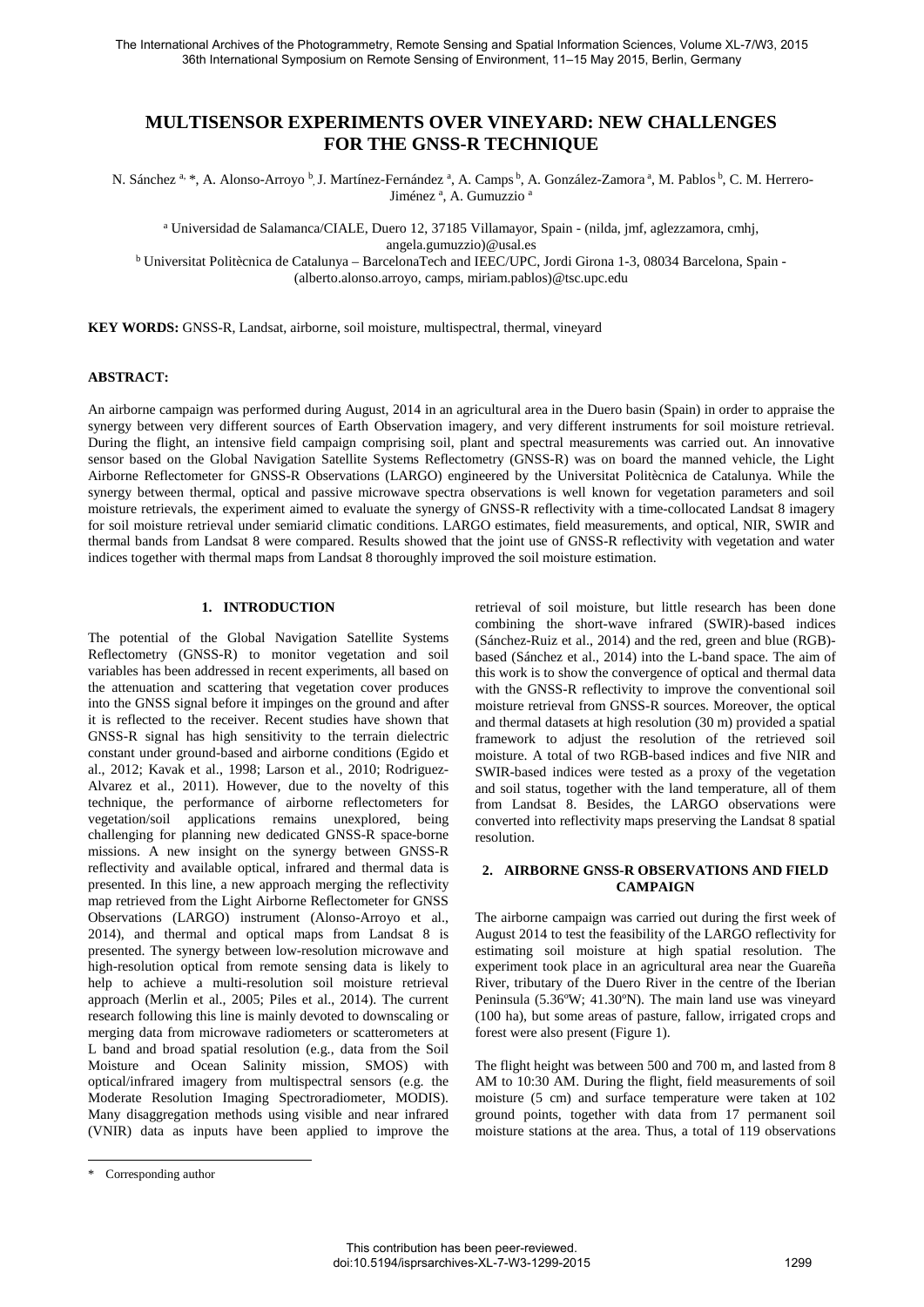# MULTISENSOR EXPERIMENTS OVER VINEYARD: NEW CHALLENGES FOR THE GNSS-R TECHNIQUE

N. Sánchez [a, *], A. Alonso-Arroyo [b], J. Martínez-Fernández [a], A. Camps [b], A. González-Zamora [a], M. Pablos [b], C. M. Herrero-Jiménez [a], A. Gumuzzio [a]

[a] Universidad de Salamanca/CIALE, Duero 12, 37185 Villamayor, Spain - (nilda, jmf, aglezzamora, cmhj, angela.gumuzzio)@usal.es

[b] Universitat Politècnica de Catalunya – BarcelonaTech and IEEC/UPC, Jordi Girona 1-3, 08034 Barcelona, Spain - (alberto.alonso.arroyo, camps, miriam.pablos)@tsc.upc.edu

**KEY WORDS:** GNSS-R, Landsat, airborne, soil moisture, multispectral, thermal, vineyard

## ABSTRACT:

An airborne campaign was performed during August, 2014 in an agricultural area in the Duero basin (Spain) in order to appraise the synergy between very different sources of Earth Observation imagery, and very different instruments for soil moisture retrieval. During the flight, an intensive field campaign comprising soil, plant and spectral measurements was carried out. An innovative sensor based on the Global Navigation Satellite Systems Reflectometry (GNSS-R) was on board the manned vehicle, the Light Airborne Reflectometer for GNSS-R Observations (LARGO) engineered by the Universitat Politècnica de Catalunya. While the synergy between thermal, optical and passive microwave spectra observations is well known for vegetation parameters and soil moisture retrievals, the experiment aimed to evaluate the synergy of GNSS-R reflectivity with a time-collocated Landsat 8 imagery for soil moisture retrieval under semiarid climatic conditions. LARGO estimates, field measurements, and optical, NIR, SWIR and thermal bands from Landsat 8 were compared. Results showed that the joint use of GNSS-R reflectivity with vegetation and water indices together with thermal maps from Landsat 8 thoroughly improved the soil moisture estimation.

## 1. INTRODUCTION

The potential of the Global Navigation Satellite Systems Reflectometry (GNSS-R) to monitor vegetation and soil variables has been addressed in recent experiments, all based on the attenuation and scattering that vegetation cover produces into the GNSS signal before it impinges on the ground and after it is reflected to the receiver. Recent studies have shown that GNSS-R signal has high sensitivity to the terrain dielectric constant under ground-based and airborne conditions (Egido et al., 2012; Kavak et al., 1998; Larson et al., 2010; Rodriguez-Alvarez et al., 2011). However, due to the novelty of this technique, the performance of airborne reflectometers for vegetation/soil applications remains unexplored, being challenging for planning new dedicated GNSS-R space-borne missions. A new insight on the synergy between GNSS-R reflectivity and available optical, infrared and thermal data is presented. In this line, a new approach merging the reflectivity map retrieved from the Light Airborne Reflectometer for GNSS Observations (LARGO) instrument (Alonso-Arroyo et al., 2014), and thermal and optical maps from Landsat 8 is presented. The synergy between low-resolution microwave and high-resolution optical from remote sensing data is likely to help to achieve a multi-resolution soil moisture retrieval approach (Merlin et al., 2005; Piles et al., 2014). The current research following this line is mainly devoted to downscaling or merging data from microwave radiometers or scatterometers at L band and broad spatial resolution (e.g., data from the Soil Moisture and Ocean Salinity mission, SMOS) with optical/infrared imagery from multispectral sensors (e.g. the Moderate Resolution Imaging Spectroradiometer, MODIS). Many disaggregation methods using visible and near infrared (VNIR) data as inputs have been applied to improve the retrieval of soil moisture, but little research has been done combining the short-wave infrared (SWIR)-based indices (Sánchez-Ruiz et al., 2014) and the red, green and blue (RGB)-based (Sánchez et al., 2014) into the L-band space. The aim of this work is to show the convergence of optical and thermal data with the GNSS-R reflectivity to improve the conventional soil moisture retrieval from GNSS-R sources. Moreover, the optical and thermal datasets at high resolution (30 m) provided a spatial framework to adjust the resolution of the retrieved soil moisture. A total of two RGB-based indices and five NIR and SWIR-based indices were tested as a proxy of the vegetation and soil status, together with the land temperature, all of them from Landsat 8. Besides, the LARGO observations were converted into reflectivity maps preserving the Landsat 8 spatial resolution.

## 2. AIRBORNE GNSS-R OBSERVATIONS AND FIELD CAMPAIGN

The airborne campaign was carried out during the first week of August 2014 to test the feasibility of the LARGO reflectivity for estimating soil moisture at high spatial resolution. The experiment took place in an agricultural area near the Guareña River, tributary of the Duero River in the centre of the Iberian Peninsula (5.36ºW; 41.30ºN). The main land use was vineyard (100 ha), but some areas of pasture, fallow, irrigated crops and forest were also present (Figure 1).

The flight height was between 500 and 700 m, and lasted from 8 AM to 10:30 AM. During the flight, field measurements of soil moisture (5 cm) and surface temperature were taken at 102 ground points, together with data from 17 permanent soil moisture stations at the area. Thus, a total of 119 observations

\* Corresponding author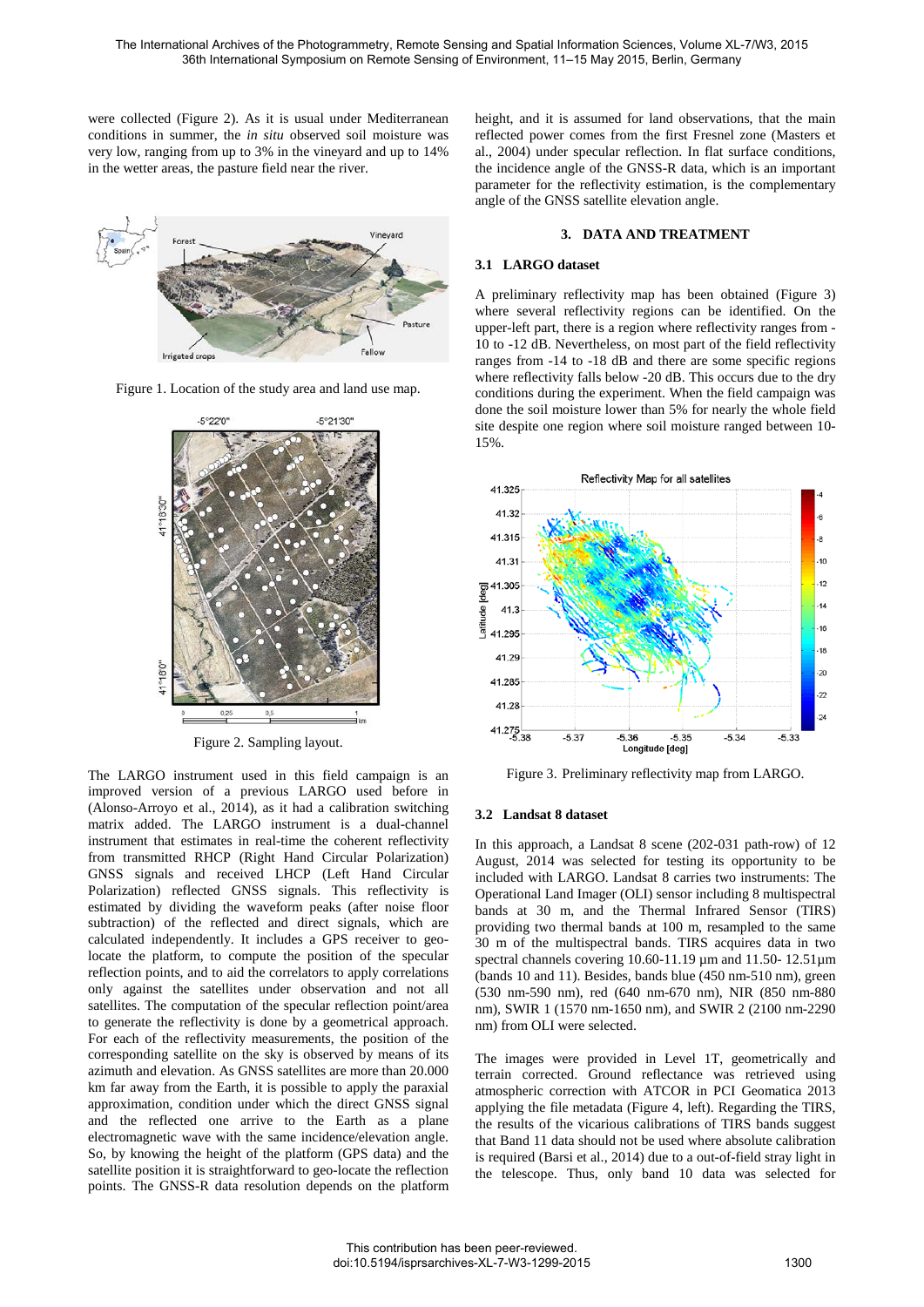were collected (Figure 2). As it is usual under Mediterranean conditions in summer, the *in situ* observed soil moisture was very low, ranging from up to 3% in the vineyard and up to 14% in the wetter areas, the pasture field near the river.

Figure 1. Location of the study area and land use map.

Figure 2. Sampling layout.

The LARGO instrument used in this field campaign is an improved version of a previous LARGO used before in (Alonso-Arroyo et al., 2014), as it had a calibration switching matrix added. The LARGO instrument is a dual-channel instrument that estimates in real-time the coherent reflectivity from transmitted RHCP (Right Hand Circular Polarization) GNSS signals and received LHCP (Left Hand Circular Polarization) reflected GNSS signals. This reflectivity is estimated by dividing the waveform peaks (after noise floor subtraction) of the reflected and direct signals, which are calculated independently. It includes a GPS receiver to geo-locate the platform, to compute the position of the specular reflection points, and to aid the correlators to apply correlations only against the satellites under observation and not all satellites. The computation of the specular reflection point/area to generate the reflectivity is done by a geometrical approach. For each of the reflectivity measurements, the position of the corresponding satellite on the sky is observed by means of its azimuth and elevation. As GNSS satellites are more than 20.000 km far away from the Earth, it is possible to apply the paraxial approximation, condition under which the direct GNSS signal and the reflected one arrive to the Earth a plane electromagnetic wave with the same incidence/elevation angle. So, by knowing the height of the platform (GPS data) and the satellite position it is straightforward to geo-locate the reflection points. The GNSS-R data resolution depends on the platform height, and it is assumed for land observations, that the main reflected power comes from the first Fresnel zone (Masters et al., 2004) under specular reflection. In flat surface conditions, the incidence angle of the GNSS-R data, which is an important parameter for the reflectivity estimation, is the complementary angle of the GNSS satellite elevation angle.

## 3. DATA AND TREATMENT

### 3.1 LARGO dataset

A preliminary reflectivity map has been obtained (Figure 3) where several reflectivity regions can be identified. On the upper-left part, there is a region where reflectivity ranges from -10 to -12 dB. Nevertheless, on most part of the field reflectivity ranges from -14 to -18 dB and there are some specific regions where reflectivity falls below -20 dB. This occurs due to the dry conditions during the experiment. When the field campaign was done the soil moisture lower than 5% for nearly the whole field site despite one region where soil moisture ranged between 10-15%.

Figure 3. Preliminary reflectivity map from LARGO.

### 3.2 Landsat 8 dataset

In this approach, a Landsat 8 scene (202-031 path-row) of 12 August, 2014 was selected for testing its opportunity to be included with LARGO. Landsat 8 carries two instruments: The Operational Land Imager (OLI) sensor including 8 multispectral bands at 30 m, and the Thermal Infrared Sensor (TIRS) providing two thermal bands at 100 m, resampled to the same 30 m of the multispectral bands. TIRS acquires data in two spectral channels covering 10.60-11.19 µm and 11.50- 12.51µm (bands 10 and 11). Besides, bands blue (450 nm-510 nm), green (530 nm-590 nm), red (640 nm-670 nm), NIR (850 nm-880 nm), SWIR 1 (1570 nm-1650 nm), and SWIR 2 (2100 nm-2290 nm) from OLI were selected.

The images were provided in Level 1T, geometrically and terrain corrected. Ground reflectance was retrieved using atmospheric correction with ATCOR in PCI Geomatica 2013 applying the file metadata (Figure 4, left). Regarding the TIRS, the results of the vicarious calibrations of TIRS bands suggest that Band 11 data should not be used where absolute calibration is required (Barsi et al., 2014) due to a out-of-field stray light in the telescope. Thus, only band 10 data was selected for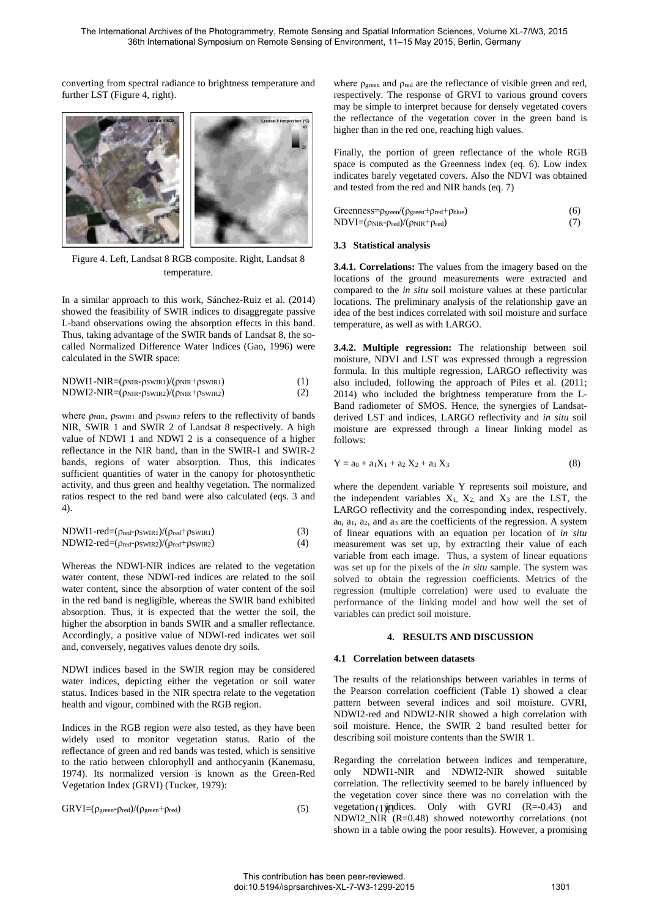converting from spectral radiance to brightness temperature and further LST (Figure 4, right).

Figure 4. Left, Landsat 8 RGB composite. Right, Landsat 8 temperature.

In a similar approach to this work, Sánchez-Ruiz et al. (2014) showed the feasibility of SWIR indices to disaggregate passive L-band observations owing the absorption effects in this band. Thus, taking advantage of the SWIR bands of Landsat 8, the so-called Normalized Difference Water Indices (Gao, 1996) were calculated in the SWIR space:

$$\mathrm{NDWI1\text{-}NIR} = (\rho_{NIR} - \rho_{SWIR1})/(\rho_{NIR} + \rho_{SWIR1}) \quad (1)$$

$$\mathrm{NDWI2\text{-}NIR} = (\rho_{NIR} - \rho_{SWIR2})/(\rho_{NIR} + \rho_{SWIR2}) \quad (2)$$

where $\rho_{NIR}$, $\rho_{SWIR1}$ and $\rho_{SWIR2}$ refers to the reflectivity of bands NIR, SWIR 1 and SWIR 2 of Landsat 8 respectively. A high value of NDWI 1 and NDWI 2 is a consequence of a higher reflectance in the NIR band, than in the SWIR-1 and SWIR-2 bands, regions of water absorption. Thus, this indicates sufficient quantities of water in the canopy for photosynthetic activity, and thus green and healthy vegetation. The normalized ratios respect to the red band were also calculated (eqs. 3 and 4).

$$\mathrm{NDWI1\text{-}red} = (\rho_{red} - \rho_{SWIR1})/(\rho_{red} + \rho_{SWIR1}) \quad (3)$$

$$\mathrm{NDWI2\text{-}red} = (\rho_{red} - \rho_{SWIR2})/(\rho_{red} + \rho_{SWIR2}) \quad (4)$$

Whereas the NDWI-NIR indices are related to the vegetation water content, these NDWI-red indices are related to the soil water content, since the absorption of water content of the soil in the red band is negligible, whereas the SWIR band exhibited absorption. Thus, it is expected that the wetter the soil, the higher the absorption in bands SWIR and a smaller reflectance. Accordingly, a positive value of NDWI-red indicates wet soil and, conversely, negatives values denote dry soils.

NDWI indices based in the SWIR region may be considered water indices, depicting either the vegetation or soil water status. Indices based in the NIR spectra relate to the vegetation health and vigour, combined with the RGB region.

Indices in the RGB region were also tested, as they have been widely used to monitor vegetation status. Ratio of the reflectance of green and red bands was tested, which is sensitive to the ratio between chlorophyll and anthocyanin (Kanemasu, 1974). Its normalized version is known as the Green-Red Vegetation Index (GRVI) (Tucker, 1979):

$$\mathrm{GRVI} = (\rho_{green} - \rho_{red})/(\rho_{green} + \rho_{red}) \quad (5)$$

where $\rho_{green}$ and $\rho_{red}$ are the reflectance of visible green and red, respectively. The response of GRVI to various ground covers may be simple to interpret because for densely vegetated covers the reflectance of the vegetation cover in the green band is higher than in the red one, reaching high values.

Finally, the portion of green reflectance of the whole RGB space is computed as the Greenness index (eq. 6). Low index indicates barely vegetated covers. Also the NDVI was obtained and tested from the red and NIR bands (eq. 7)

$$\mathrm{Greenness} = \rho_{green}/(\rho_{green} + \rho_{red} + \rho_{blue}) \quad (6)$$

$$\mathrm{NDVI} = (\rho_{NIR} - \rho_{red})/(\rho_{NIR} + \rho_{red}) \quad (7)$$

### 3.3 Statistical analysis

**3.4.1. Correlations:** The values from the imagery based on the locations of the ground measurements were extracted and compared to the *in situ* soil moisture values at these particular locations. The preliminary analysis of the relationship gave an idea of the best indices correlated with soil moisture and surface temperature, as well as with LARGO.

**3.4.2. Multiple regression:** The relationship between soil moisture, NDVI and LST was expressed through a regression formula. In this multiple regression, LARGO reflectivity was also included, following the approach of Piles et al. (2011; 2014) who included the brightness temperature from the L-Band radiometer of SMOS. Hence, the synergies of Landsat-derived LST and indices, LARGO reflectivity and *in situ* soil moisture are expressed through a linear linking model as follows:

$$Y = a_0 + a_1 X_1 + a_2 X_2 + a_3 X_3 \quad (8)$$

where the dependent variable Y represents soil moisture, and the independent variables $X_1$, $X_2$, and $X_3$ are the LST, the LARGO reflectivity and the corresponding index, respectively. $a_0$, $a_1$, $a_2$, and $a_3$ are the coefficients of the regression. A system of linear equations with an equation per location of *in situ* measurement was set up, by extracting their value of each variable from each image. Thus, a system of linear equations was set up for the pixels of the *in situ* sample. The system was solved to obtain the regression coefficients. Metrics of the regression (multiple correlation) were used to evaluate the performance of the linking model and how well the set of variables can predict soil moisture.

## 4. RESULTS AND DISCUSSION

### 4.1 Correlation between datasets

The results of the relationships between variables in terms of the Pearson correlation coefficient (Table 1) showed a clear pattern between several indices and soil moisture. GVRI, NDWI2-red and NDWI2-NIR showed a high correlation with soil moisture. Hence, the SWIR 2 band resulted better for describing soil moisture contents than the SWIR 1.

Regarding the correlation between indices and temperature, only NDWI1-NIR and NDWI2-NIR showed suitable correlation. The reflectivity seemed to be barely influenced by the vegetation cover since there was no correlation with the vegetation indices. Only with GVRI (R=-0.43) and NDWI2_NIR (R=0.48) showed noteworthy correlations (not shown in a table owing the poor results). However, a promising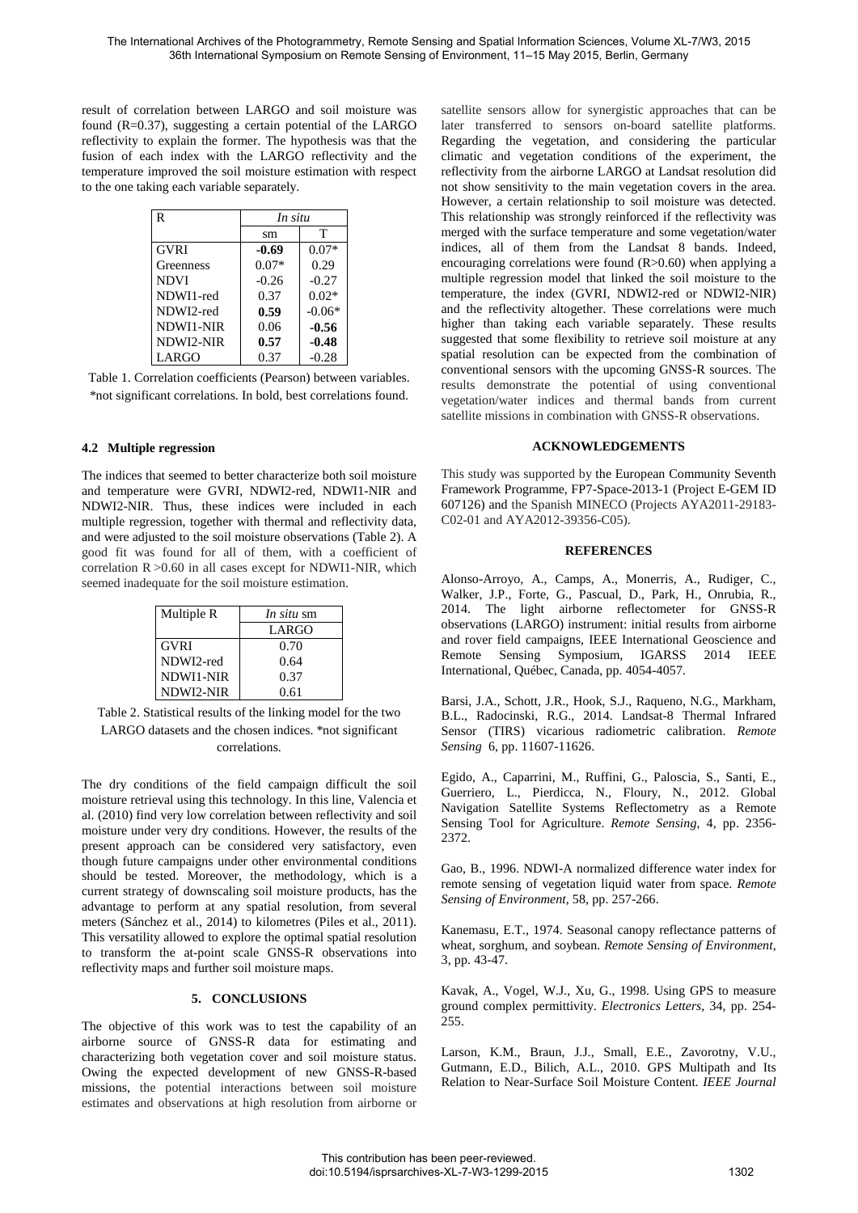result of correlation between LARGO and soil moisture was found (R=0.37), suggesting a certain potential of the LARGO reflectivity to explain the former. The hypothesis was that the fusion of each index with the LARGO reflectivity and the temperature improved the soil moisture estimation with respect to the one taking each variable separately.

| R | *In situ* | |
|---|---|---|
| | sm | T |
| GVRI | **-0.69** | 0.07* |
| Greenness | 0.07* | 0.29 |
| NDVI | -0.26 | -0.27 |
| NDWI1-red | 0.37 | 0.02* |
| NDWI2-red | **0.59** | -0.06* |
| NDWI1-NIR | 0.06 | **-0.56** |
| NDWI2-NIR | **0.57** | **-0.48** |
| LARGO | 0.37 | -0.28 |

Table 1. Correlation coefficients (Pearson) between variables. *not significant correlations. In bold, best correlations found.

### 4.2 Multiple regression

The indices that seemed to better characterize both soil moisture and temperature were GVRI, NDWI2-red, NDWI1-NIR and NDWI2-NIR. Thus, these indices were included in each multiple regression, together with thermal and reflectivity data, and were adjusted to the soil moisture observations (Table 2). A good fit was found for all of them, with a coefficient of correlation R >0.60 in all cases except for NDWI1-NIR, which seemed inadequate for the soil moisture estimation.

| Multiple R | *In situ* sm |
|---|---|
| | LARGO |
| GVRI | 0.70 |
| NDWI2-red | 0.64 |
| NDWI1-NIR | 0.37 |
| NDWI2-NIR | 0.61 |

Table 2. Statistical results of the linking model for the two LARGO datasets and the chosen indices. *not significant correlations.

The dry conditions of the field campaign difficult the soil moisture retrieval using this technology. In this line, Valencia et al. (2010) find very low correlation between reflectivity and soil moisture under very dry conditions. However, the results of the present approach can be considered very satisfactory, even though future campaigns under other environmental conditions should be tested. Moreover, the methodology, which is a current strategy of downscaling soil moisture products, has the advantage to perform at any spatial resolution, from several meters (Sánchez et al., 2014) to kilometres (Piles et al., 2011). This versatility allowed to explore the optimal spatial resolution to transform the at-point scale GNSS-R observations into reflectivity maps and further soil moisture maps.

## 5. CONCLUSIONS

The objective of this work was to test the capability of an airborne source of GNSS-R data for estimating and characterizing both vegetation cover and soil moisture status. Owing the expected development of new GNSS-R-based missions, the potential interactions between soil moisture estimates and observations at high resolution from airborne or satellite sensors allow for synergistic approaches that can be later transferred to sensors on-board satellite platforms. Regarding the vegetation, and considering the particular climatic and vegetation conditions of the experiment, the reflectivity from the airborne LARGO at Landsat resolution did not show sensitivity to the main vegetation covers in the area. However, a certain relationship to soil moisture was detected. This relationship was strongly reinforced if the reflectivity was merged with the surface temperature and some vegetation/water indices, all of them from the Landsat 8 bands. Indeed, encouraging correlations were found (R>0.60) when applying a multiple regression model that linked the soil moisture to the temperature, the index (GVRI, NDWI2-red or NDWI2-NIR) and the reflectivity altogether. These correlations were much higher than taking each variable separately. These results suggested that some flexibility to retrieve soil moisture at any spatial resolution can be expected from the combination of conventional sensors with the upcoming GNSS-R sources. The results demonstrate the potential of using conventional vegetation/water indices and thermal bands from current satellite missions in combination with GNSS-R observations.

## ACKNOWLEDGEMENTS

This study was supported by the European Community Seventh Framework Programme, FP7-Space-2013-1 (Project E-GEM ID 607126) and the Spanish MINECO (Projects AYA2011-29183-C02-01 and AYA2012-39356-C05).

## REFERENCES

Alonso-Arroyo, A., Camps, A., Monerris, A., Rudiger, C., Walker, J.P., Forte, G., Pascual, D., Park, H., Onrubia, R., 2014. The light airborne reflectometer for GNSS-R observations (LARGO) instrument: initial results from airborne and rover field campaigns, IEEE International Geoscience and Remote Sensing Symposium, IGARSS 2014 IEEE International, Québec, Canada, pp. 4054-4057.

Barsi, J.A., Schott, J.R., Hook, S.J., Raqueno, N.G., Markham, B.L., Radocinski, R.G., 2014. Landsat-8 Thermal Infrared Sensor (TIRS) vicarious radiometric calibration. *Remote Sensing* 6, pp. 11607-11626.

Egido, A., Caparrini, M., Ruffini, G., Paloscia, S., Santi, E., Guerriero, L., Pierdicca, N., Floury, N., 2012. Global Navigation Satellite Systems Reflectometry as a Remote Sensing Tool for Agriculture. *Remote Sensing*, 4, pp. 2356-2372.

Gao, B., 1996. NDWI-A normalized difference water index for remote sensing of vegetation liquid water from space. *Remote Sensing of Environment*, 58, pp. 257-266.

Kanemasu, E.T., 1974. Seasonal canopy reflectance patterns of wheat, sorghum, and soybean. *Remote Sensing of Environment*, 3, pp. 43-47.

Kavak, A., Vogel, W.J., Xu, G., 1998. Using GPS to measure ground complex permittivity. *Electronics Letters*, 34, pp. 254-255.

Larson, K.M., Braun, J.J., Small, E.E., Zavorotny, V.U., Gutmann, E.D., Bilich, A.L., 2010. GPS Multipath and Its Relation to Near-Surface Soil Moisture Content. *IEEE Journal*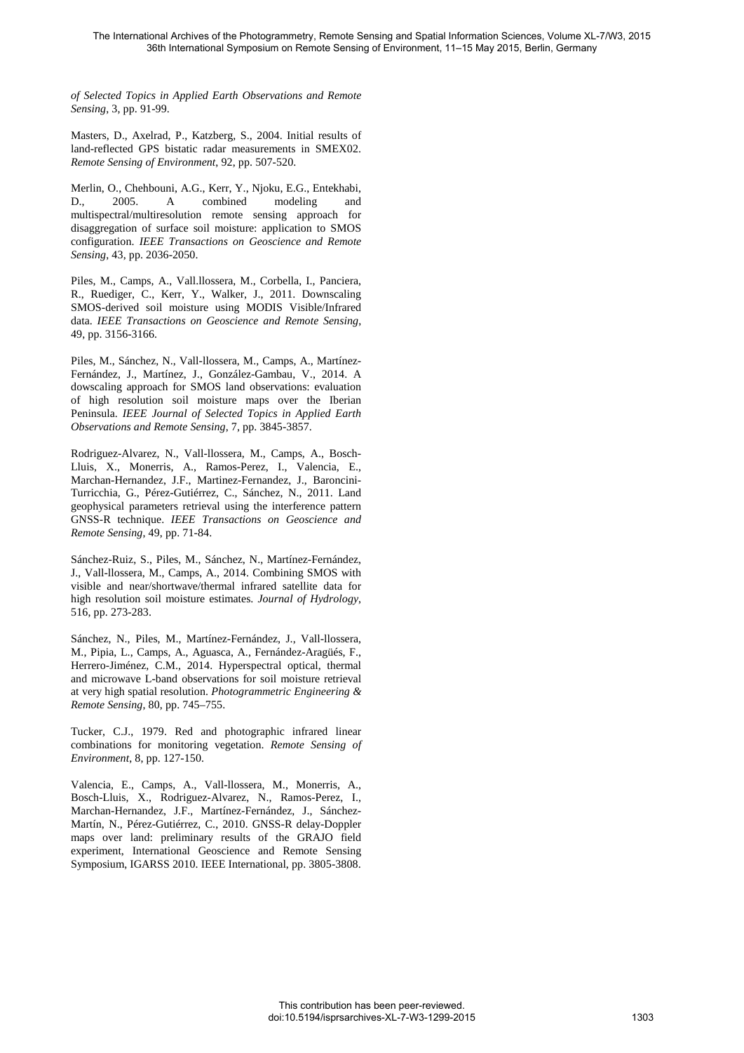*of Selected Topics in Applied Earth Observations and Remote Sensing*, 3, pp. 91-99.

Masters, D., Axelrad, P., Katzberg, S., 2004. Initial results of land-reflected GPS bistatic radar measurements in SMEX02. *Remote Sensing of Environment*, 92, pp. 507-520.

Merlin, O., Chehbouni, A.G., Kerr, Y., Njoku, E.G., Entekhabi, D., 2005. A combined modeling and multispectral/multiresolution remote sensing approach for disaggregation of surface soil moisture: application to SMOS configuration. *IEEE Transactions on Geoscience and Remote Sensing*, 43, pp. 2036-2050.

Piles, M., Camps, A., Vall.llossera, M., Corbella, I., Panciera, R., Ruediger, C., Kerr, Y., Walker, J., 2011. Downscaling SMOS-derived soil moisture using MODIS Visible/Infrared data. *IEEE Transactions on Geoscience and Remote Sensing*, 49, pp. 3156-3166.

Piles, M., Sánchez, N., Vall-llossera, M., Camps, A., Martínez-Fernández, J., Martínez, J., González-Gambau, V., 2014. A dowscaling approach for SMOS land observations: evaluation of high resolution soil moisture maps over the Iberian Peninsula. *IEEE Journal of Selected Topics in Applied Earth Observations and Remote Sensing*, 7, pp. 3845-3857.

Rodriguez-Alvarez, N., Vall-llossera, M., Camps, A., Bosch-Lluis, X., Monerris, A., Ramos-Perez, I., Valencia, E., Marchan-Hernandez, J.F., Martinez-Fernandez, J., Baroncini-Turricchia, G., Pérez-Gutiérrez, C., Sánchez, N., 2011. Land geophysical parameters retrieval using the interference pattern GNSS-R technique. *IEEE Transactions on Geoscience and Remote Sensing*, 49, pp. 71-84.

Sánchez-Ruiz, S., Piles, M., Sánchez, N., Martínez-Fernández, J., Vall-llossera, M., Camps, A., 2014. Combining SMOS with visible and near/shortwave/thermal infrared satellite data for high resolution soil moisture estimates. *Journal of Hydrology*, 516, pp. 273-283.

Sánchez, N., Piles, M., Martínez-Fernández, J., Vall-llossera, M., Pipia, L., Camps, A., Aguasca, A., Fernández-Aragüés, F., Herrero-Jiménez, C.M., 2014. Hyperspectral optical, thermal and microwave L-band observations for soil moisture retrieval at very high spatial resolution. *Photogrammetric Engineering & Remote Sensing*, 80, pp. 745–755.

Tucker, C.J., 1979. Red and photographic infrared linear combinations for monitoring vegetation. *Remote Sensing of Environment*, 8, pp. 127-150.

Valencia, E., Camps, A., Vall-llossera, M., Monerris, A., Bosch-Lluis, X., Rodriguez-Alvarez, N., Ramos-Perez, I., Marchan-Hernandez, J.F., Martínez-Fernández, J., Sánchez-Martín, N., Pérez-Gutiérrez, C., 2010. GNSS-R delay-Doppler maps over land: preliminary results of the GRAJO field experiment, International Geoscience and Remote Sensing Symposium, IGARSS 2010. IEEE International, pp. 3805-3808.